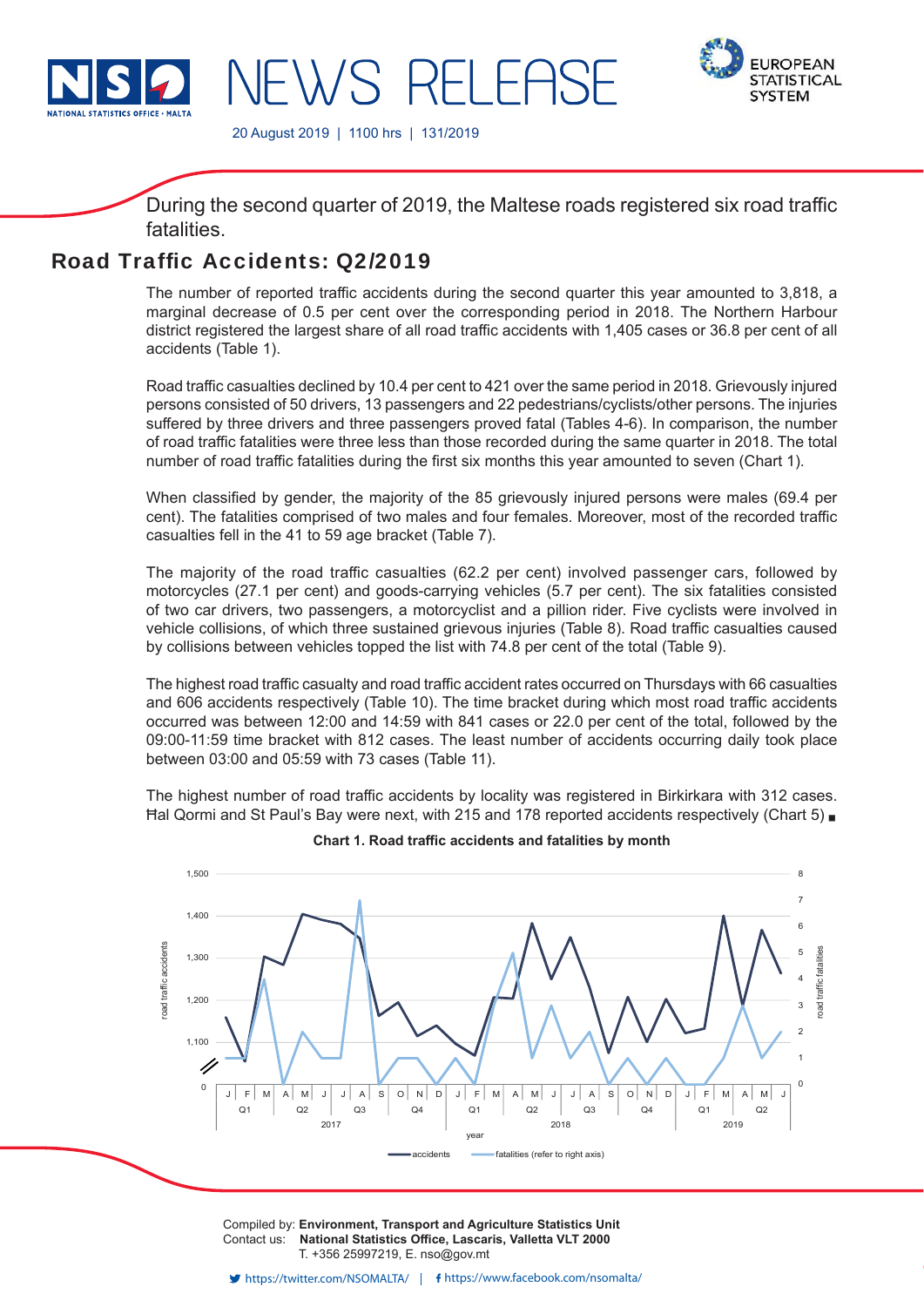# NEWS RELEASE

20 August 2019 | 1100 hrs | 131/2019

During the second quarter of 2019, the Maltese roads registered six road traffic fatalities.

## Road Traffic Accidents: Q2/2019

The number of reported traffic accidents during the second quarter this year amounted to 3,818, a marginal decrease of 0.5 per cent over the corresponding period in 2018. The Northern Harbour district registered the largest share of all road traffic accidents with 1,405 cases or 36.8 per cent of all accidents (Table 1).

Road traffic casualties declined by 10.4 per cent to 421 over the same period in 2018. Grievously injured persons consisted of 50 drivers, 13 passengers and 22 pedestrians/cyclists/other persons. The injuries suffered by three drivers and three passengers proved fatal (Tables 4-6). In comparison, the number of road traffic fatalities were three less than those recorded during the same quarter in 2018. The total number of road traffic fatalities during the first six months this year amounted to seven (Chart 1).

When classified by gender, the majority of the 85 grievously injured persons were males (69.4 per cent). The fatalities comprised of two males and four females. Moreover, most of the recorded traffic casualties fell in the 41 to 59 age bracket (Table 7).

The majority of the road traffic casualties (62.2 per cent) involved passenger cars, followed by motorcycles (27.1 per cent) and goods-carrying vehicles (5.7 per cent). The six fatalities consisted of two car drivers, two passengers, a motorcyclist and a pillion rider. Five cyclists were involved in vehicle collisions, of which three sustained grievous injuries (Table 8). Road traffic casualties caused by collisions between vehicles topped the list with 74.8 per cent of the total (Table 9).

The highest road traffic casualty and road traffic accident rates occurred on Thursdays with 66 casualties and 606 accidents respectively (Table 10). The time bracket during which most road traffic accidents occurred was between 12:00 and 14:59 with 841 cases or 22.0 per cent of the total, followed by the 09:00-11:59 time bracket with 812 cases. The least number of accidents occurring daily took place between 03:00 and 05:59 with 73 cases (Table 11).

The highest number of road traffic accidents by locality was registered in Birkirkara with 312 cases. Ħal Qormi and St Paul's Bay were next, with 215 and 178 reported accidents respectively (Chart 5) ■

**Chart 1. Road traffic accidents and fatalities by month**

Compiled by: **Environment, Transport and Agriculture Statistics Unit**
Contact us: **National Statistics Office, Lascaris, Valletta VLT 2000**
T. +356 25997219, E. nso@gov.mt

https://twitter.com/NSOMALTA/ | https://www.facebook.com/nsomalta/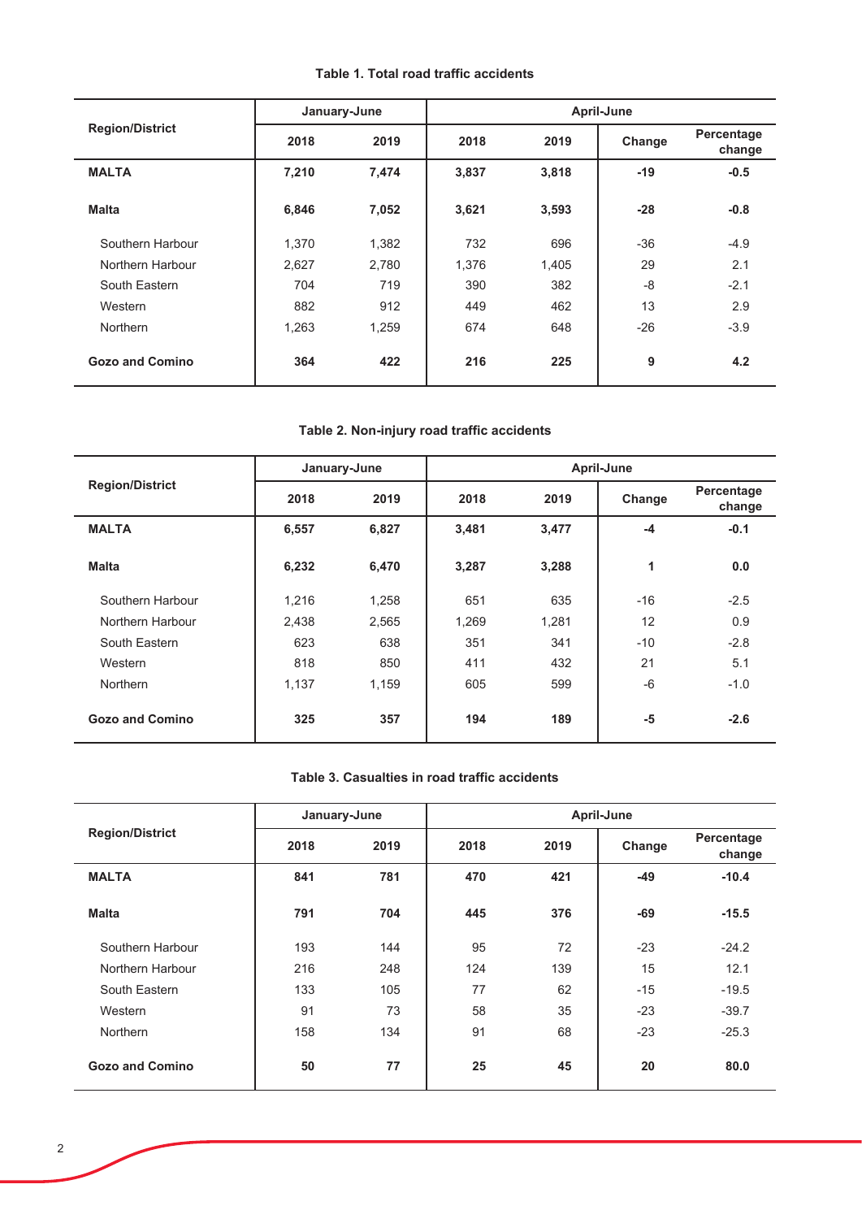**Table 1. Total road traffic accidents**

| Region/District | January-June | | April-June | | | |
|---|---|---|---|---|---|---|
| | 2018 | 2019 | 2018 | 2019 | Change | Percentage change |
| **MALTA** | **7,210** | **7,474** | **3,837** | **3,818** | **-19** | **-0.5** |
| **Malta** | **6,846** | **7,052** | **3,621** | **3,593** | **-28** | **-0.8** |
| Southern Harbour | 1,370 | 1,382 | 732 | 696 | -36 | -4.9 |
| Northern Harbour | 2,627 | 2,780 | 1,376 | 1,405 | 29 | 2.1 |
| South Eastern | 704 | 719 | 390 | 382 | -8 | -2.1 |
| Western | 882 | 912 | 449 | 462 | 13 | 2.9 |
| Northern | 1,263 | 1,259 | 674 | 648 | -26 | -3.9 |
| **Gozo and Comino** | **364** | **422** | **216** | **225** | **9** | **4.2** |

**Table 2. Non-injury road traffic accidents**

| Region/District | January-June | | April-June | | | |
|---|---|---|---|---|---|---|
| | 2018 | 2019 | 2018 | 2019 | Change | Percentage change |
| **MALTA** | **6,557** | **6,827** | **3,481** | **3,477** | **-4** | **-0.1** |
| **Malta** | **6,232** | **6,470** | **3,287** | **3,288** | **1** | **0.0** |
| Southern Harbour | 1,216 | 1,258 | 651 | 635 | -16 | -2.5 |
| Northern Harbour | 2,438 | 2,565 | 1,269 | 1,281 | 12 | 0.9 |
| South Eastern | 623 | 638 | 351 | 341 | -10 | -2.8 |
| Western | 818 | 850 | 411 | 432 | 21 | 5.1 |
| Northern | 1,137 | 1,159 | 605 | 599 | -6 | -1.0 |
| **Gozo and Comino** | **325** | **357** | **194** | **189** | **-5** | **-2.6** |

**Table 3. Casualties in road traffic accidents**

| Region/District | January-June | | April-June | | | |
|---|---|---|---|---|---|---|
| | 2018 | 2019 | 2018 | 2019 | Change | Percentage change |
| **MALTA** | **841** | **781** | **470** | **421** | **-49** | **-10.4** |
| **Malta** | **791** | **704** | **445** | **376** | **-69** | **-15.5** |
| Southern Harbour | 193 | 144 | 95 | 72 | -23 | -24.2 |
| Northern Harbour | 216 | 248 | 124 | 139 | 15 | 12.1 |
| South Eastern | 133 | 105 | 77 | 62 | -15 | -19.5 |
| Western | 91 | 73 | 58 | 35 | -23 | -39.7 |
| Northern | 158 | 134 | 91 | 68 | -23 | -25.3 |
| **Gozo and Comino** | **50** | **77** | **25** | **45** | **20** | **80.0** |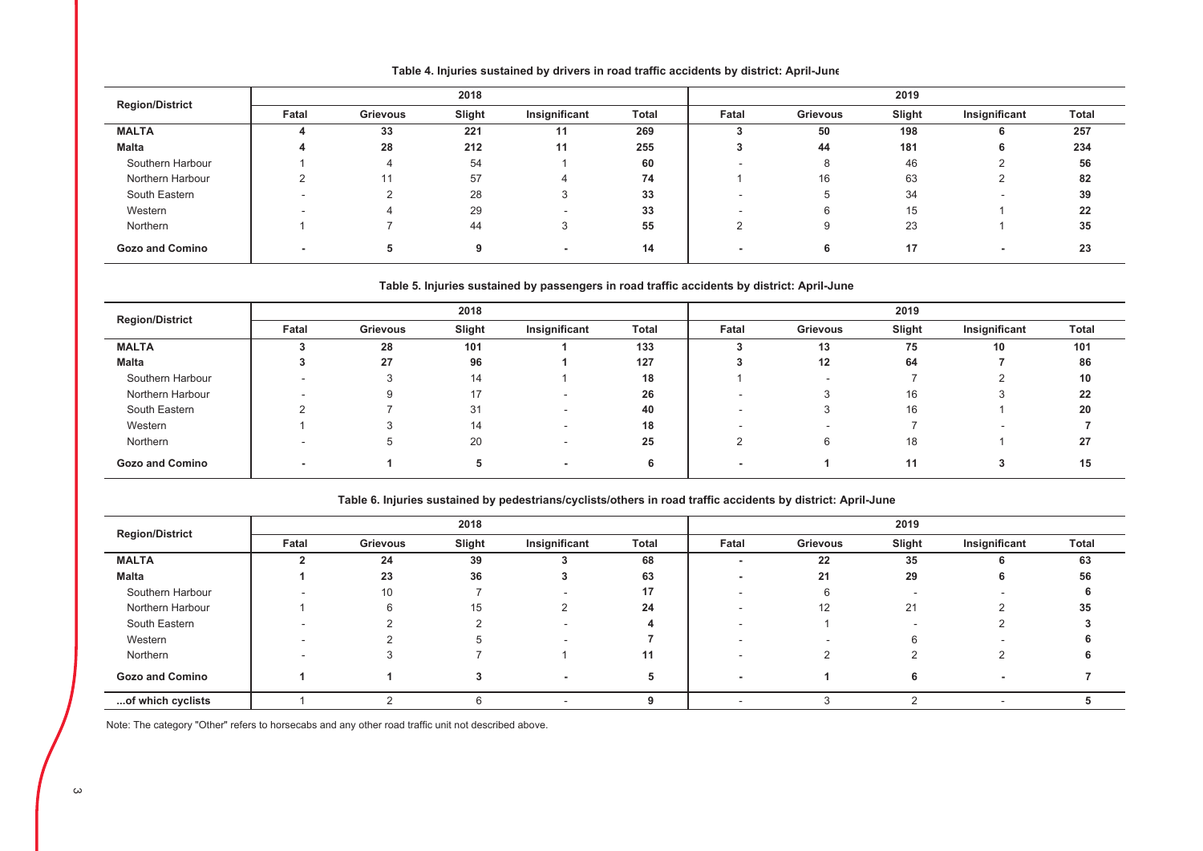**Table 4. Injuries sustained by drivers in road traffic accidents by district: April-June**

| Region/District | 2018 | | | | | 2019 | | | | |
|---|---|---|---|---|---|---|---|---|---|---|
| | Fatal | Grievous | Slight | Insignificant | Total | Fatal | Grievous | Slight | Insignificant | Total |
| **MALTA** | **4** | **33** | **221** | **11** | **269** | **3** | **50** | **198** | **6** | **257** |
| **Malta** | **4** | **28** | **212** | **11** | **255** | **3** | **44** | **181** | **6** | **234** |
| Southern Harbour | 1 | 4 | 54 | 1 | **60** | - | 8 | 46 | 2 | **56** |
| Northern Harbour | 2 | 11 | 57 | 4 | **74** | 1 | 16 | 63 | 2 | **82** |
| South Eastern | - | 2 | 28 | 3 | **33** | - | 5 | 34 | - | **39** |
| Western | - | 4 | 29 | - | **33** | - | 6 | 15 | 1 | **22** |
| Northern | 1 | 7 | 44 | 3 | **55** | 2 | 9 | 23 | 1 | **35** |
| **Gozo and Comino** | **-** | **5** | **9** | **-** | **14** | **-** | **6** | **17** | **-** | **23** |

**Table 5. Injuries sustained by passengers in road traffic accidents by district: April-June**

| Region/District | 2018 | | | | | 2019 | | | | |
|---|---|---|---|---|---|---|---|---|---|---|
| | Fatal | Grievous | Slight | Insignificant | Total | Fatal | Grievous | Slight | Insignificant | Total |
| **MALTA** | **3** | **28** | **101** | **1** | **133** | **3** | **13** | **75** | **10** | **101** |
| **Malta** | **3** | **27** | **96** | **1** | **127** | **3** | **12** | **64** | **7** | **86** |
| Southern Harbour | - | 3 | 14 | 1 | **18** | 1 | - | 7 | 2 | **10** |
| Northern Harbour | - | 9 | 17 | - | **26** | - | 3 | 16 | 3 | **22** |
| South Eastern | 2 | 7 | 31 | - | **40** | - | 3 | 16 | 1 | **20** |
| Western | 1 | 3 | 14 | - | **18** | - | - | 7 | - | **7** |
| Northern | - | 5 | 20 | - | **25** | 2 | 6 | 18 | 1 | **27** |
| **Gozo and Comino** | **-** | **1** | **5** | **-** | **6** | **-** | **1** | **11** | **3** | **15** |

**Table 6. Injuries sustained by pedestrians/cyclists/others in road traffic accidents by district: April-June**

| Region/District | 2018 | | | | | 2019 | | | | |
|---|---|---|---|---|---|---|---|---|---|---|
| | Fatal | Grievous | Slight | Insignificant | Total | Fatal | Grievous | Slight | Insignificant | Total |
| **MALTA** | **2** | **24** | **39** | **3** | **68** | **-** | **22** | **35** | **6** | **63** |
| **Malta** | **1** | **23** | **36** | **3** | **63** | **-** | **21** | **29** | **6** | **56** |
| Southern Harbour | - | 10 | 7 | - | **17** | - | 6 | - | - | **6** |
| Northern Harbour | 1 | 6 | 15 | 2 | **24** | - | 12 | 21 | 2 | **35** |
| South Eastern | - | 2 | 2 | - | **4** | - | 1 | - | 2 | **3** |
| Western | - | 2 | 5 | - | **7** | - | - | 6 | - | **6** |
| Northern | - | 3 | 7 | 1 | **11** | - | 2 | 2 | 2 | **6** |
| **Gozo and Comino** | **1** | **1** | **3** | **-** | **5** | **-** | **1** | **6** | **-** | **7** |
| **...of which cyclists** | 1 | 2 | 6 | - | **9** | - | 3 | 2 | - | **5** |

Note: The category "Other" refers to horsecabs and any other road traffic unit not described above.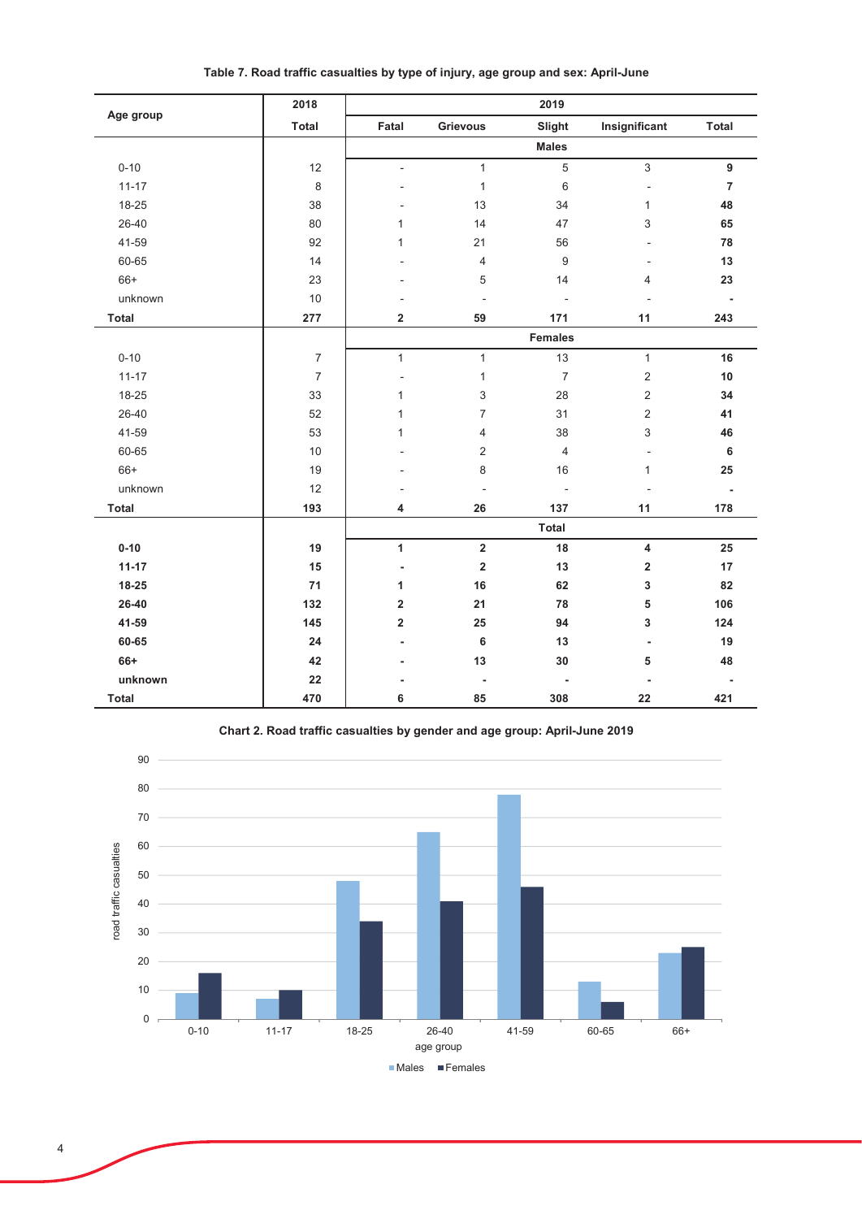**Table 7. Road traffic casualties by type of injury, age group and sex: April-June**

| Age group | 2018 | 2019 | | | | |
|---|---|---|---|---|---|---|
| | Total | Fatal | Grievous | Slight | Insignificant | Total |
| | | **Males** | | | | |
| 0-10 | 12 | - | 1 | 5 | 3 | **9** |
| 11-17 | 8 | - | 1 | 6 | - | **7** |
| 18-25 | 38 | - | 13 | 34 | 1 | **48** |
| 26-40 | 80 | 1 | 14 | 47 | 3 | **65** |
| 41-59 | 92 | 1 | 21 | 56 | - | **78** |
| 60-65 | 14 | - | 4 | 9 | - | **13** |
| 66+ | 23 | - | 5 | 14 | 4 | **23** |
| unknown | 10 | - | - | - | - | **-** |
| **Total** | **277** | **2** | **59** | **171** | **11** | **243** |
| | | **Females** | | | | |
| 0-10 | 7 | 1 | 1 | 13 | 1 | **16** |
| 11-17 | 7 | - | 1 | 7 | 2 | **10** |
| 18-25 | 33 | 1 | 3 | 28 | 2 | **34** |
| 26-40 | 52 | 1 | 7 | 31 | 2 | **41** |
| 41-59 | 53 | 1 | 4 | 38 | 3 | **46** |
| 60-65 | 10 | - | 2 | 4 | - | **6** |
| 66+ | 19 | - | 8 | 16 | 1 | **25** |
| unknown | 12 | - | - | - | - | **-** |
| **Total** | **193** | **4** | **26** | **137** | **11** | **178** |
| | | **Total** | | | | |
| **0-10** | **19** | **1** | **2** | **18** | **4** | **25** |
| **11-17** | **15** | **-** | **2** | **13** | **2** | **17** |
| **18-25** | **71** | **1** | **16** | **62** | **3** | **82** |
| **26-40** | **132** | **2** | **21** | **78** | **5** | **106** |
| **41-59** | **145** | **2** | **25** | **94** | **3** | **124** |
| **60-65** | **24** | **-** | **6** | **13** | **-** | **19** |
| **66+** | **42** | **-** | **13** | **30** | **5** | **48** |
| **unknown** | **22** | **-** | **-** | **-** | **-** | **-** |
| **Total** | **470** | **6** | **85** | **308** | **22** | **421** |

**Chart 2. Road traffic casualties by gender and age group: April-June 2019**

| age group | Males | Females |
|---|---|---|
| 0-10 | 9 | 16 |
| 11-17 | 7 | 10 |
| 18-25 | 48 | 34 |
| 26-40 | 65 | 41 |
| 41-59 | 78 | 46 |
| 60-65 | 13 | 6 |
| 66+ | 23 | 25 |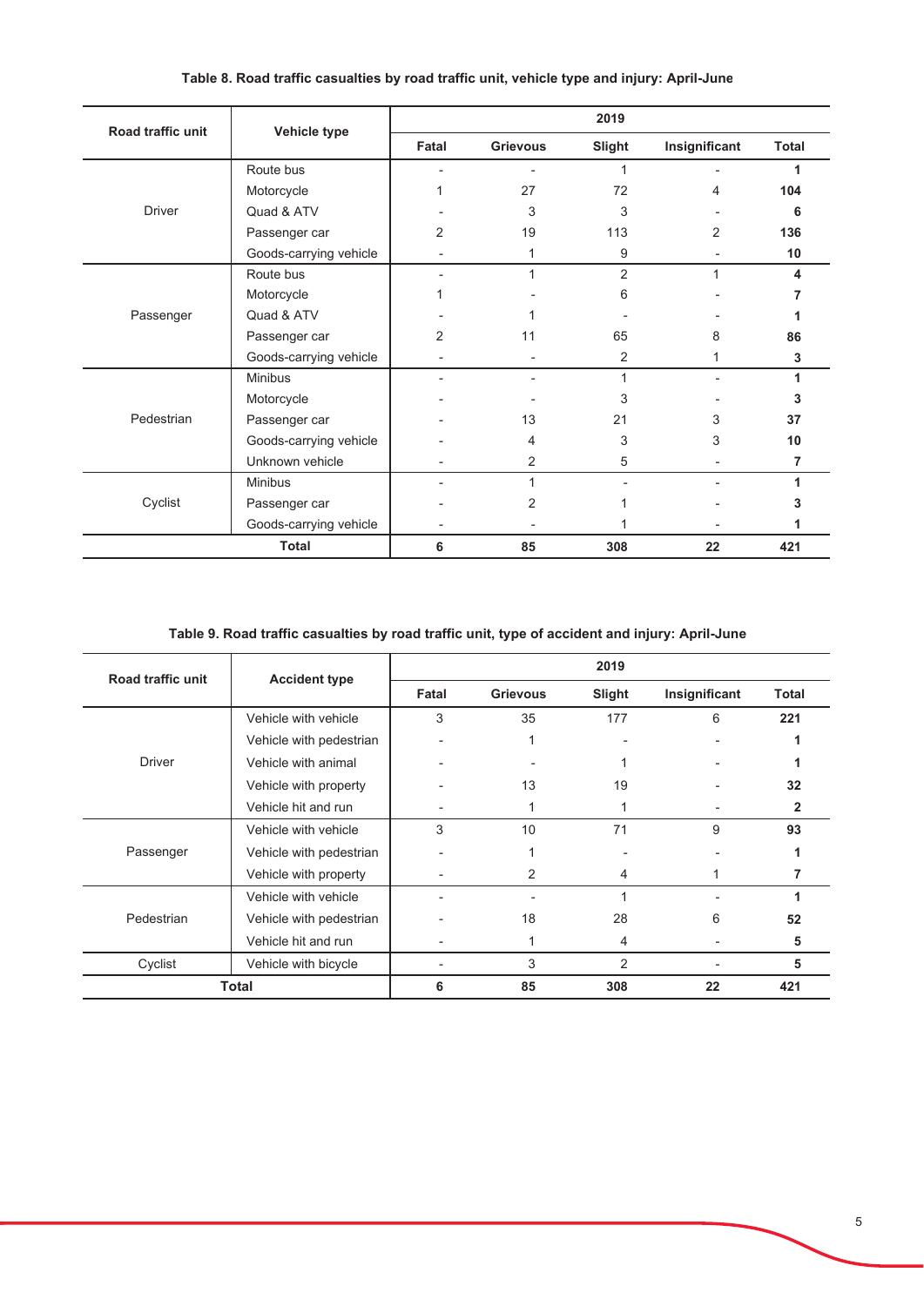**Table 8. Road traffic casualties by road traffic unit, vehicle type and injury: April-June**

| Road traffic unit | Vehicle type | 2019 | | | | |
|---|---|---|---|---|---|---|
| | | Fatal | Grievous | Slight | Insignificant | Total |
| Driver | Route bus | - | - | 1 | - | **1** |
| | Motorcycle | 1 | 27 | 72 | 4 | **104** |
| | Quad & ATV | - | 3 | 3 | - | **6** |
| | Passenger car | 2 | 19 | 113 | 2 | **136** |
| | Goods-carrying vehicle | - | 1 | 9 | - | **10** |
| Passenger | Route bus | - | 1 | 2 | 1 | **4** |
| | Motorcycle | 1 | - | 6 | - | **7** |
| | Quad & ATV | - | 1 | - | - | **1** |
| | Passenger car | 2 | 11 | 65 | 8 | **86** |
| | Goods-carrying vehicle | - | - | 2 | 1 | **3** |
| Pedestrian | Minibus | - | - | 1 | - | **1** |
| | Motorcycle | - | - | 3 | - | **3** |
| | Passenger car | - | 13 | 21 | 3 | **37** |
| | Goods-carrying vehicle | - | 4 | 3 | 3 | **10** |
| | Unknown vehicle | - | 2 | 5 | - | **7** |
| Cyclist | Minibus | - | 1 | - | - | **1** |
| | Passenger car | - | 2 | 1 | - | **3** |
| | Goods-carrying vehicle | - | - | 1 | - | **1** |
| **Total** | | **6** | **85** | **308** | **22** | **421** |

**Table 9. Road traffic casualties by road traffic unit, type of accident and injury: April-June**

| Road traffic unit | Accident type | 2019 | | | | |
|---|---|---|---|---|---|---|
| | | Fatal | Grievous | Slight | Insignificant | Total |
| Driver | Vehicle with vehicle | 3 | 35 | 177 | 6 | **221** |
| | Vehicle with pedestrian | - | 1 | - | - | **1** |
| | Vehicle with animal | - | - | 1 | - | **1** |
| | Vehicle with property | - | 13 | 19 | - | **32** |
| | Vehicle hit and run | - | 1 | 1 | - | **2** |
| Passenger | Vehicle with vehicle | 3 | 10 | 71 | 9 | **93** |
| | Vehicle with pedestrian | - | 1 | - | - | **1** |
| | Vehicle with property | - | 2 | 4 | 1 | **7** |
| Pedestrian | Vehicle with vehicle | - | - | 1 | - | **1** |
| | Vehicle with pedestrian | - | 18 | 28 | 6 | **52** |
| | Vehicle hit and run | - | 1 | 4 | - | **5** |
| Cyclist | Vehicle with bicycle | - | 3 | 2 | - | **5** |
| **Total** | | **6** | **85** | **308** | **22** | **421** |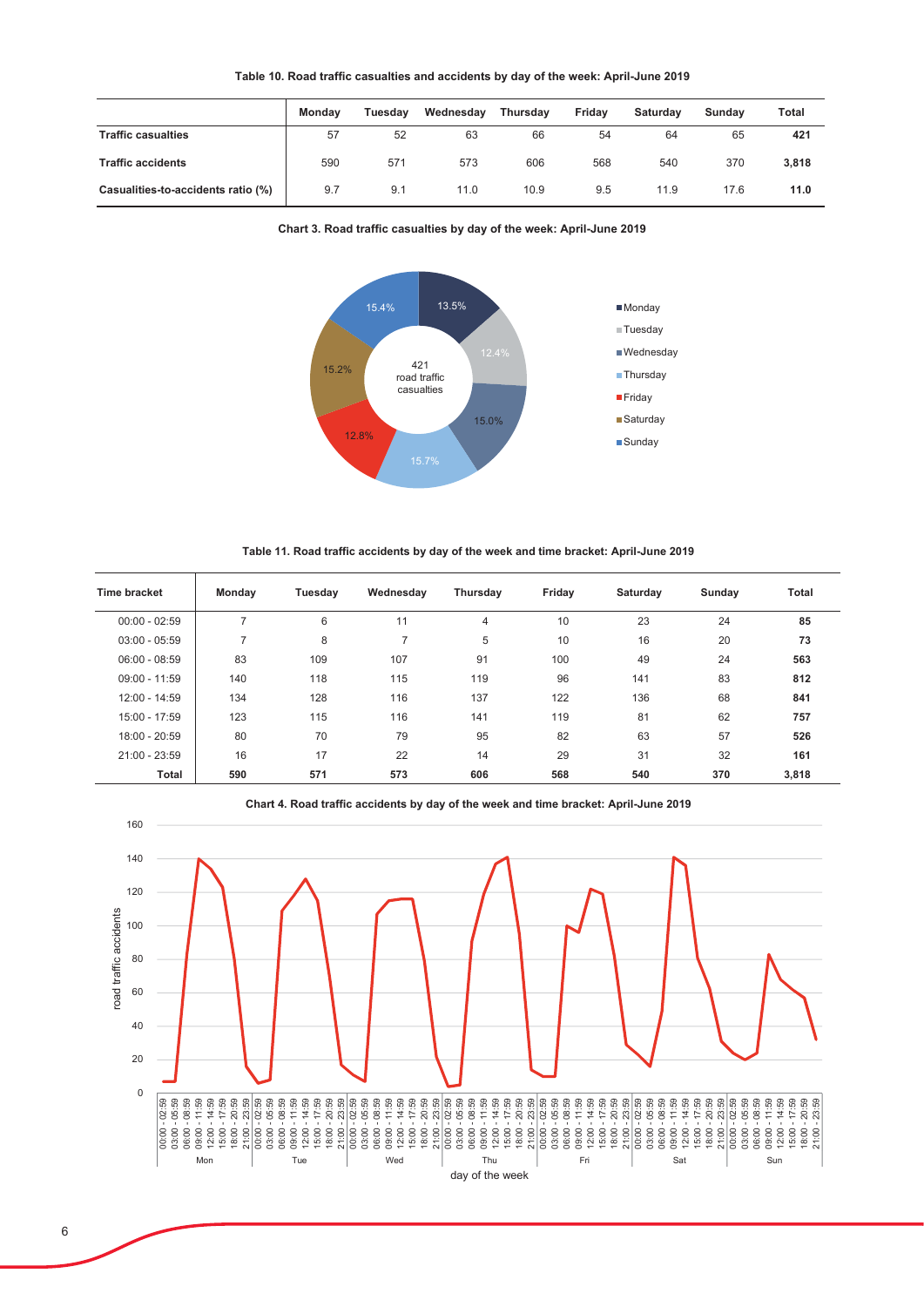**Table 10. Road traffic casualties and accidents by day of the week: April-June 2019**

| | Monday | Tuesday | Wednesday | Thursday | Friday | Saturday | Sunday | Total |
|---|---|---|---|---|---|---|---|---|
| **Traffic casualties** | 57 | 52 | 63 | 66 | 54 | 64 | 65 | **421** |
| **Traffic accidents** | 590 | 571 | 573 | 606 | 568 | 540 | 370 | **3,818** |
| **Casualities-to-accidents ratio (%)** | 9.7 | 9.1 | 11.0 | 10.9 | 9.5 | 11.9 | 17.6 | **11.0** |

**Chart 3. Road traffic casualties by day of the week: April-June 2019**

421 road traffic casualties

- Monday: 13.5%
- Tuesday: 12.4%
- Wednesday: 15.0%
- Thursday: 15.7%
- Friday: 12.8%
- Saturday: 15.2%
- Sunday: 15.4%

**Table 11. Road traffic accidents by day of the week and time bracket: April-June 2019**

| Time bracket | Monday | Tuesday | Wednesday | Thursday | Friday | Saturday | Sunday | Total |
|---|---|---|---|---|---|---|---|---|
| 00:00 - 02:59 | 7 | 6 | 11 | 4 | 10 | 23 | 24 | **85** |
| 03:00 - 05:59 | 7 | 8 | 7 | 5 | 10 | 16 | 20 | **73** |
| 06:00 - 08:59 | 83 | 109 | 107 | 91 | 100 | 49 | 24 | **563** |
| 09:00 - 11:59 | 140 | 118 | 115 | 119 | 96 | 141 | 83 | **812** |
| 12:00 - 14:59 | 134 | 128 | 116 | 137 | 122 | 136 | 68 | **841** |
| 15:00 - 17:59 | 123 | 115 | 116 | 141 | 119 | 81 | 62 | **757** |
| 18:00 - 20:59 | 80 | 70 | 79 | 95 | 82 | 63 | 57 | **526** |
| 21:00 - 23:59 | 16 | 17 | 22 | 14 | 29 | 31 | 32 | **161** |
| **Total** | **590** | **571** | **573** | **606** | **568** | **540** | **370** | **3,818** |

**Chart 4. Road traffic accidents by day of the week and time bracket: April-June 2019**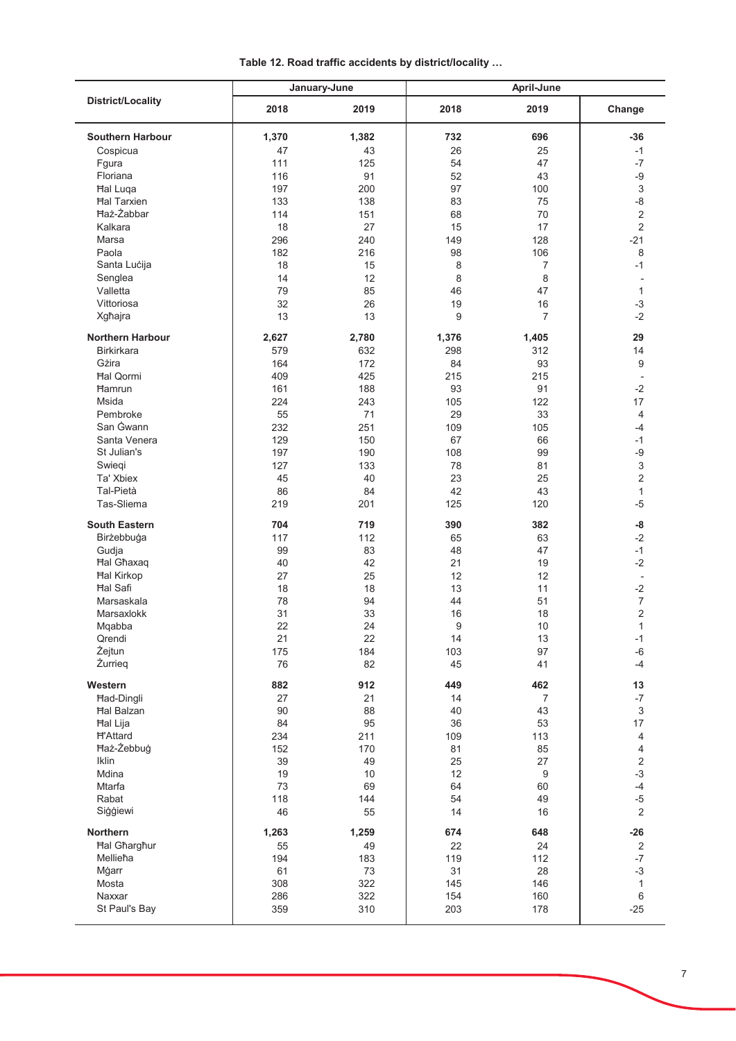**Table 12. Road traffic accidents by district/locality …**

| District/Locality | January-June | | April-June | | |
|---|---|---|---|---|---|
| | 2018 | 2019 | 2018 | 2019 | Change |
| **Southern Harbour** | **1,370** | **1,382** | **732** | **696** | **-36** |
| Cospicua | 47 | 43 | 26 | 25 | -1 |
| Fgura | 111 | 125 | 54 | 47 | -7 |
| Floriana | 116 | 91 | 52 | 43 | -9 |
| Ħal Luqa | 197 | 200 | 97 | 100 | 3 |
| Ħal Tarxien | 133 | 138 | 83 | 75 | -8 |
| Ħaż-Żabbar | 114 | 151 | 68 | 70 | 2 |
| Kalkara | 18 | 27 | 15 | 17 | 2 |
| Marsa | 296 | 240 | 149 | 128 | -21 |
| Paola | 182 | 216 | 98 | 106 | 8 |
| Santa Luċija | 18 | 15 | 8 | 7 | -1 |
| Senglea | 14 | 12 | 8 | 8 | - |
| Valletta | 79 | 85 | 46 | 47 | 1 |
| Vittoriosa | 32 | 26 | 19 | 16 | -3 |
| Xgħajra | 13 | 13 | 9 | 7 | -2 |
| **Northern Harbour** | **2,627** | **2,780** | **1,376** | **1,405** | **29** |
| Birkirkara | 579 | 632 | 298 | 312 | 14 |
| Gżira | 164 | 172 | 84 | 93 | 9 |
| Ħal Qormi | 409 | 425 | 215 | 215 | - |
| Ħamrun | 161 | 188 | 93 | 91 | -2 |
| Msida | 224 | 243 | 105 | 122 | 17 |
| Pembroke | 55 | 71 | 29 | 33 | 4 |
| San Ġwann | 232 | 251 | 109 | 105 | -4 |
| Santa Venera | 129 | 150 | 67 | 66 | -1 |
| St Julian's | 197 | 190 | 108 | 99 | -9 |
| Swieqi | 127 | 133 | 78 | 81 | 3 |
| Ta' Xbiex | 45 | 40 | 23 | 25 | 2 |
| Tal-Pietà | 86 | 84 | 42 | 43 | 1 |
| Tas-Sliema | 219 | 201 | 125 | 120 | -5 |
| **South Eastern** | **704** | **719** | **390** | **382** | **-8** |
| Birżebbuġa | 117 | 112 | 65 | 63 | -2 |
| Gudja | 99 | 83 | 48 | 47 | -1 |
| Ħal Għaxaq | 40 | 42 | 21 | 19 | -2 |
| Ħal Kirkop | 27 | 25 | 12 | 12 | - |
| Ħal Safi | 18 | 18 | 13 | 11 | -2 |
| Marsaskala | 78 | 94 | 44 | 51 | 7 |
| Marsaxlokk | 31 | 33 | 16 | 18 | 2 |
| Mqabba | 22 | 24 | 9 | 10 | 1 |
| Qrendi | 21 | 22 | 14 | 13 | -1 |
| Żejtun | 175 | 184 | 103 | 97 | -6 |
| Żurrieq | 76 | 82 | 45 | 41 | -4 |
| **Western** | **882** | **912** | **449** | **462** | **13** |
| Ħad-Dingli | 27 | 21 | 14 | 7 | -7 |
| Ħal Balzan | 90 | 88 | 40 | 43 | 3 |
| Ħal Lija | 84 | 95 | 36 | 53 | 17 |
| Ħ'Attard | 234 | 211 | 109 | 113 | 4 |
| Ħaż-Żebbuġ | 152 | 170 | 81 | 85 | 4 |
| Iklin | 39 | 49 | 25 | 27 | 2 |
| Mdina | 19 | 10 | 12 | 9 | -3 |
| Mtarfa | 73 | 69 | 64 | 60 | -4 |
| Rabat | 118 | 144 | 54 | 49 | -5 |
| Siġġiewi | 46 | 55 | 14 | 16 | 2 |
| **Northern** | **1,263** | **1,259** | **674** | **648** | **-26** |
| Ħal Għargħur | 55 | 49 | 22 | 24 | 2 |
| Mellieħa | 194 | 183 | 119 | 112 | -7 |
| Mġarr | 61 | 73 | 31 | 28 | -3 |
| Mosta | 308 | 322 | 145 | 146 | 1 |
| Naxxar | 286 | 322 | 154 | 160 | 6 |
| St Paul's Bay | 359 | 310 | 203 | 178 | -25 |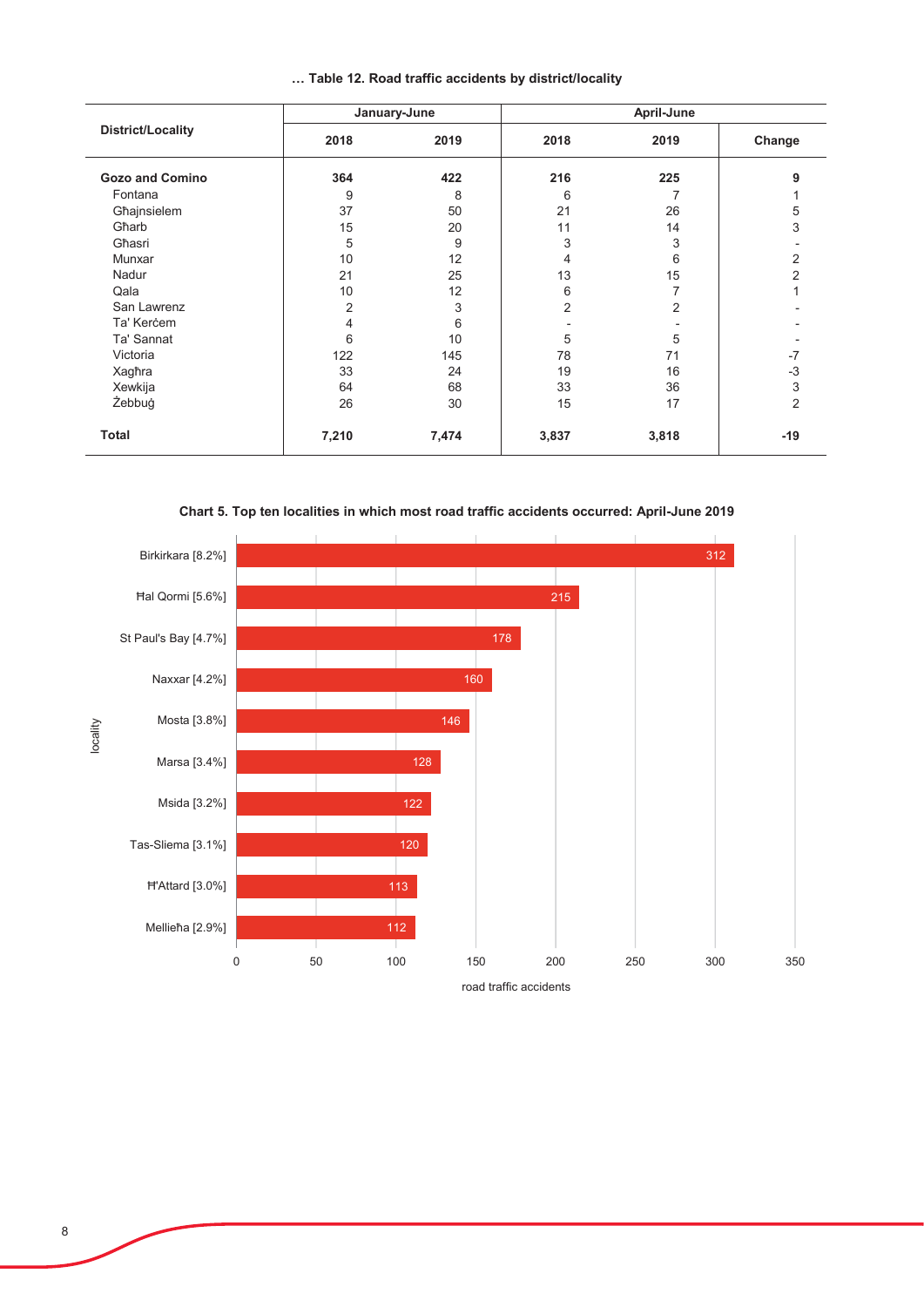**… Table 12. Road traffic accidents by district/locality**

| District/Locality | January-June | | April-June | | |
|---|---|---|---|---|---|
| | 2018 | 2019 | 2018 | 2019 | Change |
| **Gozo and Comino** | **364** | **422** | **216** | **225** | **9** |
| Fontana | 9 | 8 | 6 | 7 | 1 |
| Għajnsielem | 37 | 50 | 21 | 26 | 5 |
| Għarb | 15 | 20 | 11 | 14 | 3 |
| Għasri | 5 | 9 | 3 | 3 | - |
| Munxar | 10 | 12 | 4 | 6 | 2 |
| Nadur | 21 | 25 | 13 | 15 | 2 |
| Qala | 10 | 12 | 6 | 7 | 1 |
| San Lawrenz | 2 | 3 | 2 | 2 | - |
| Ta' Kerċem | 4 | 6 | - | - | - |
| Ta' Sannat | 6 | 10 | 5 | 5 | - |
| Victoria | 122 | 145 | 78 | 71 | -7 |
| Xagħra | 33 | 24 | 19 | 16 | -3 |
| Xewkija | 64 | 68 | 33 | 36 | 3 |
| Żebbuġ | 26 | 30 | 15 | 17 | 2 |
| **Total** | **7,210** | **7,474** | **3,837** | **3,818** | **-19** |

**Chart 5. Top ten localities in which most road traffic accidents occurred: April-June 2019**

| Locality | Road traffic accidents |
|---|---|
| Birkirkara [8.2%] | 312 |
| Ħal Qormi [5.6%] | 215 |
| St Paul's Bay [4.7%] | 178 |
| Naxxar [4.2%] | 160 |
| Mosta [3.8%] | 146 |
| Marsa [3.4%] | 128 |
| Msida [3.2%] | 122 |
| Tas-Sliema [3.1%] | 120 |
| Ħ'Attard [3.0%] | 113 |
| Mellieħa [2.9%] | 112 |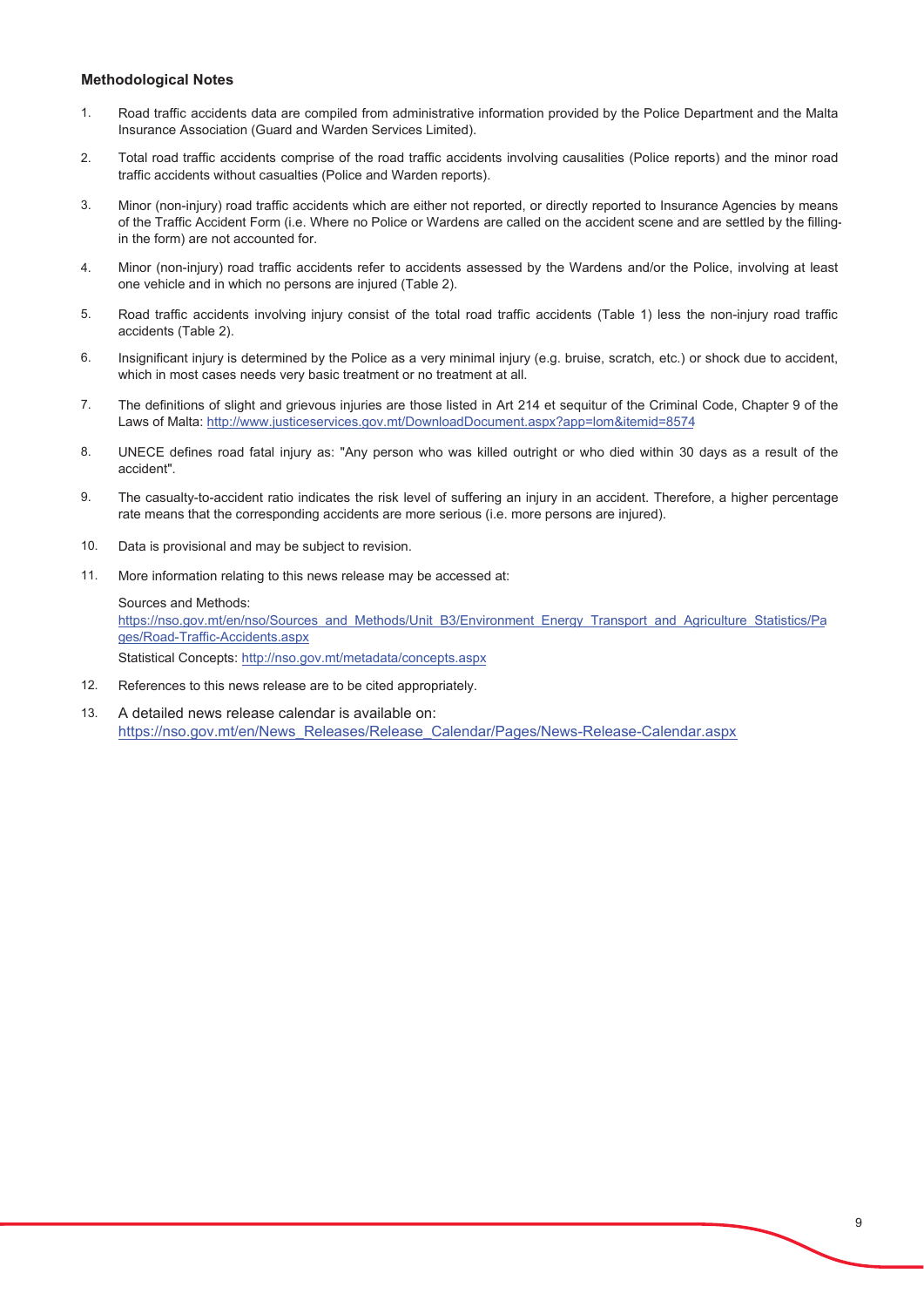**Methodological Notes**

1. Road traffic accidents data are compiled from administrative information provided by the Police Department and the Malta Insurance Association (Guard and Warden Services Limited).

2. Total road traffic accidents comprise of the road traffic accidents involving causalities (Police reports) and the minor road traffic accidents without casualties (Police and Warden reports).

3. Minor (non-injury) road traffic accidents which are either not reported, or directly reported to Insurance Agencies by means of the Traffic Accident Form (i.e. Where no Police or Wardens are called on the accident scene and are settled by the filling-in the form) are not accounted for.

4. Minor (non-injury) road traffic accidents refer to accidents assessed by the Wardens and/or the Police, involving at least one vehicle and in which no persons are injured (Table 2).

5. Road traffic accidents involving injury consist of the total road traffic accidents (Table 1) less the non-injury road traffic accidents (Table 2).

6. Insignificant injury is determined by the Police as a very minimal injury (e.g. bruise, scratch, etc.) or shock due to accident, which in most cases needs very basic treatment or no treatment at all.

7. The definitions of slight and grievous injuries are those listed in Art 214 et sequitur of the Criminal Code, Chapter 9 of the Laws of Malta: http://www.justiceservices.gov.mt/DownloadDocument.aspx?app=lom&itemid=8574

8. UNECE defines road fatal injury as: "Any person who was killed outright or who died within 30 days as a result of the accident".

9. The casualty-to-accident ratio indicates the risk level of suffering an injury in an accident. Therefore, a higher percentage rate means that the corresponding accidents are more serious (i.e. more persons are injured).

10. Data is provisional and may be subject to revision.

11. More information relating to this news release may be accessed at:

    Sources and Methods:
    https://nso.gov.mt/en/nso/Sources_and_Methods/Unit_B3/Environment_Energy_Transport_and_Agriculture_Statistics/Pages/Road-Traffic-Accidents.aspx

    Statistical Concepts: http://nso.gov.mt/metadata/concepts.aspx

12. References to this news release are to be cited appropriately.

13. A detailed news release calendar is available on:
    https://nso.gov.mt/en/News_Releases/Release_Calendar/Pages/News-Release-Calendar.aspx